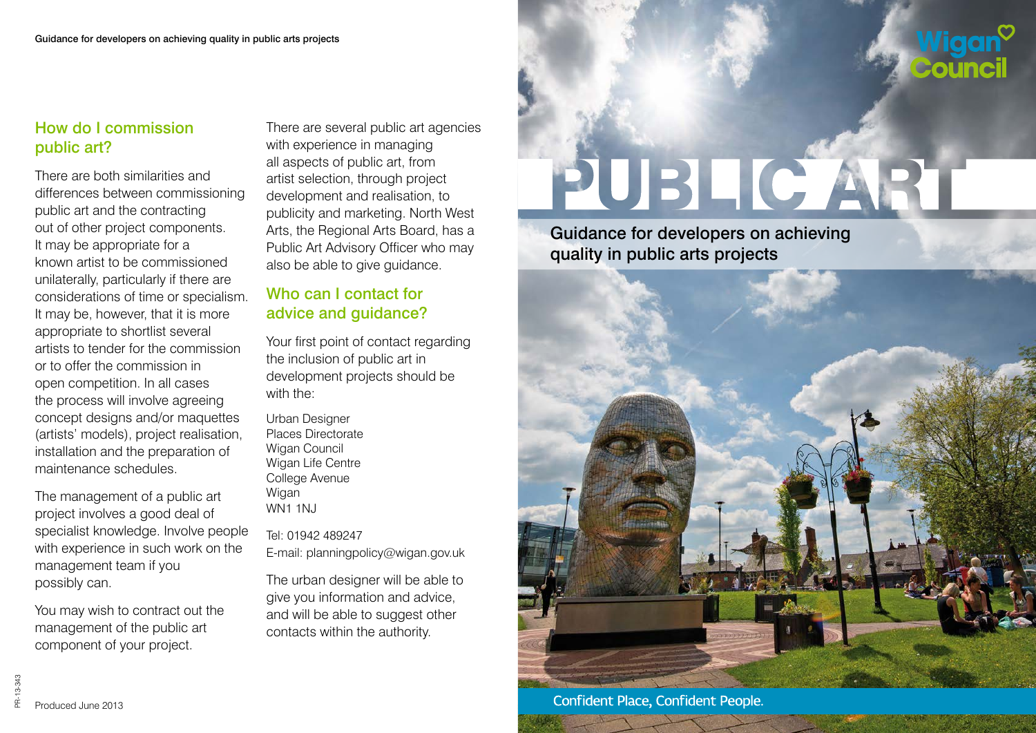# PUBLIC ART

Guidance for developers on achieving quality in public arts projects

Wigan Council

Confident Place, Confident People.

## How do I commission public art?

There are both similarities and differences between commissioning public art and the contracting out of other project components. It may be appropriate for a known artist to be commissioned unilaterally, particularly if there are considerations of time or specialism. It may be, however, that it is more appropriate to shortlist several artists to tender for the commission or to offer the commission in open competition. In all cases the process will involve agreeing concept designs and/or maquettes (artists' models), project realisation, installation and the preparation of maintenance schedules.

The management of a public art project involves a good deal of specialist knowledge. Involve people with experience in such work on the management team if you possibly can.

You may wish to contract out the management of the public art component of your project.

There are several public art agencies with experience in managing all aspects of public art, from artist selection, through project development and realisation, to publicity and marketing. North West Arts, the Regional Arts Board, has a Public Art Advisory Officer who may also be able to give guidance.

## Who can I contact for advice and guidance?

Your first point of contact regarding the inclusion of public art in development projects should be with the:

Urban Designer
Places Directorate
Wigan Council
Wigan Life Centre
College Avenue
Wigan
WN1 1NJ

Tel: 01942 489247
E-mail: planningpolicy@wigan.gov.uk

The urban designer will be able to give you information and advice, and will be able to suggest other contacts within the authority.

Produced June 2013

PR-13-343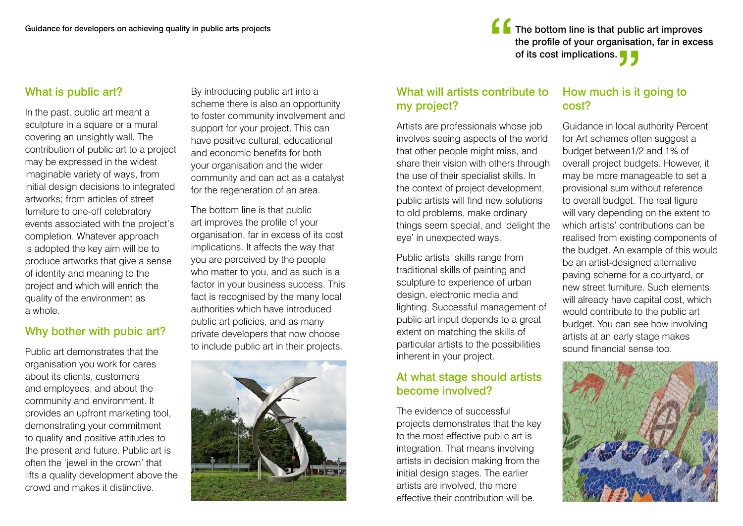> "The bottom line is that public art improves the profile of your organisation, far in excess of its cost implications."

## What is public art?

In the past, public art meant a sculpture in a square or a mural covering an unsightly wall. The contribution of public art to a project may be expressed in the widest imaginable variety of ways, from initial design decisions to integrated artworks; from articles of street furniture to one-off celebratory events associated with the project's completion. Whatever approach is adopted the key aim will be to produce artworks that give a sense of identity and meaning to the project and which will enrich the quality of the environment as a whole.

## Why bother with pubic art?

Public art demonstrates that the organisation you work for cares about its clients, customers and employees, and about the community and environment. It provides an upfront marketing tool, demonstrating your commitment to quality and positive attitudes to the present and future. Public art is often the 'jewel in the crown' that lifts a quality development above the crowd and makes it distinctive.

By introducing public art into a scheme there is also an opportunity to foster community involvement and support for your project. This can have positive cultural, educational and economic benefits for both your organisation and the wider community and can act as a catalyst for the regeneration of an area.

The bottom line is that public art improves the profile of your organisation, far in excess of its cost implications. It affects the way that you are perceived by the people who matter to you, and as such is a factor in your business success. This fact is recognised by the many local authorities which have introduced public art policies, and as many private developers that now choose to include public art in their projects.

## What will artists contribute to my project?

Artists are professionals whose job involves seeing aspects of the world that other people might miss, and share their vision with others through the use of their specialist skills. In the context of project development, public artists will find new solutions to old problems, make ordinary things seem special, and 'delight the eye' in unexpected ways.

Public artists' skills range from traditional skills of painting and sculpture to experience of urban design, electronic media and lighting. Successful management of public art input depends to a great extent on matching the skills of particular artists to the possibilities inherent in your project.

## At what stage should artists become involved?

The evidence of successful projects demonstrates that the key to the most effective public art is integration. That means involving artists in decision making from the initial design stages. The earlier artists are involved, the more effective their contribution will be.

## How much is it going to cost?

Guidance in local authority Percent for Art schemes often suggest a budget between1/2 and 1% of overall project budgets. However, it may be more manageable to set a provisional sum without reference to overall budget. The real figure will vary depending on the extent to which artists' contributions can be realised from existing components of the budget. An example of this would be an artist-designed alternative paving scheme for a courtyard, or new street furniture. Such elements will already have capital cost, which would contribute to the public art budget. You can see how involving artists at an early stage makes sound financial sense too.